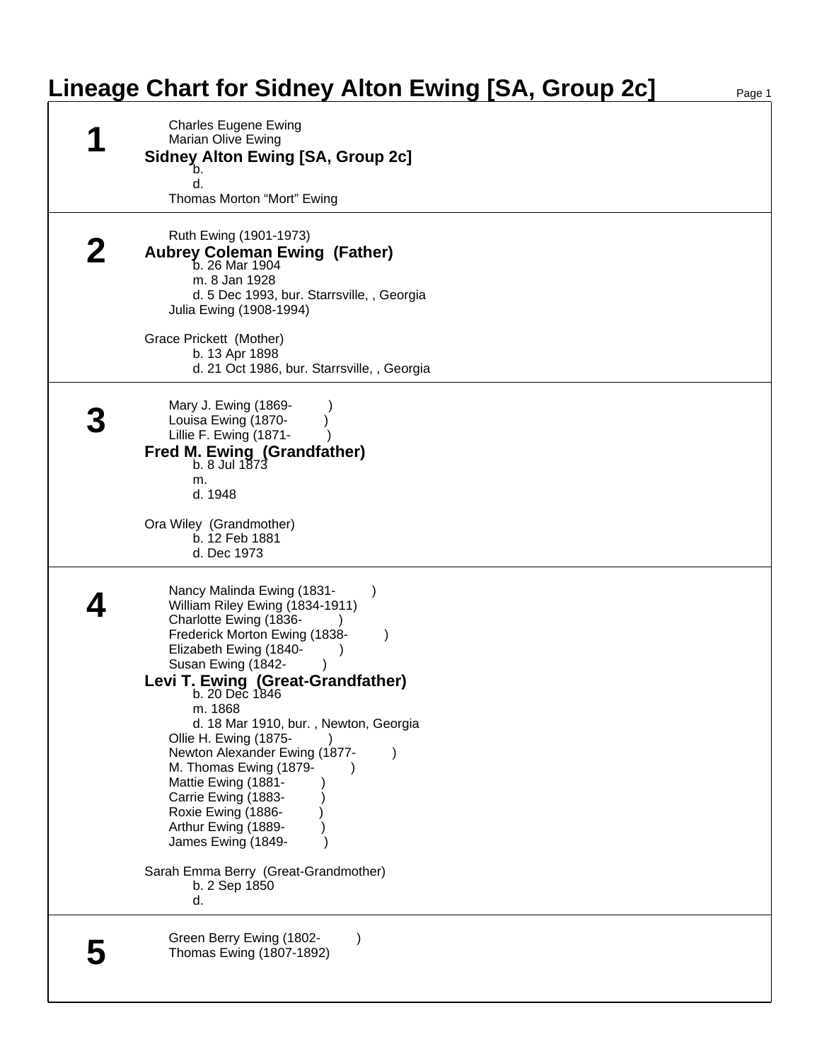# Lineage Chart for Sidney Alton Ewing [SA, Group 2c]

## 1

Charles Eugene Ewing
Marian Olive Ewing

**Sidney Alton Ewing [SA, Group 2c]**
b.
d.

Thomas Morton “Mort” Ewing

## 2

Ruth Ewing (1901-1973)

**Aubrey Coleman Ewing (Father)**
b. 26 Mar 1904
m. 8 Jan 1928
d. 5 Dec 1993, bur. Starrsville, , Georgia

Julia Ewing (1908-1994)

Grace Prickett (Mother)
b. 13 Apr 1898
d. 21 Oct 1986, bur. Starrsville, , Georgia

## 3

Mary J. Ewing (1869- )
Louisa Ewing (1870- )
Lillie F. Ewing (1871- )

**Fred M. Ewing (Grandfather)**
b. 8 Jul 1873
m.
d. 1948

Ora Wiley (Grandmother)
b. 12 Feb 1881
d. Dec 1973

## 4

Nancy Malinda Ewing (1831- )
William Riley Ewing (1834-1911)
Charlotte Ewing (1836- )
Frederick Morton Ewing (1838- )
Elizabeth Ewing (1840- )
Susan Ewing (1842- )

**Levi T. Ewing (Great-Grandfather)**
b. 20 Dec 1846
m. 1868
d. 18 Mar 1910, bur. , Newton, Georgia

Ollie H. Ewing (1875- )
Newton Alexander Ewing (1877- )
M. Thomas Ewing (1879- )
Mattie Ewing (1881- )
Carrie Ewing (1883- )
Roxie Ewing (1886- )
Arthur Ewing (1889- )
James Ewing (1849- )

Sarah Emma Berry (Great-Grandmother)
b. 2 Sep 1850
d.

## 5

Green Berry Ewing (1802- )
Thomas Ewing (1807-1892)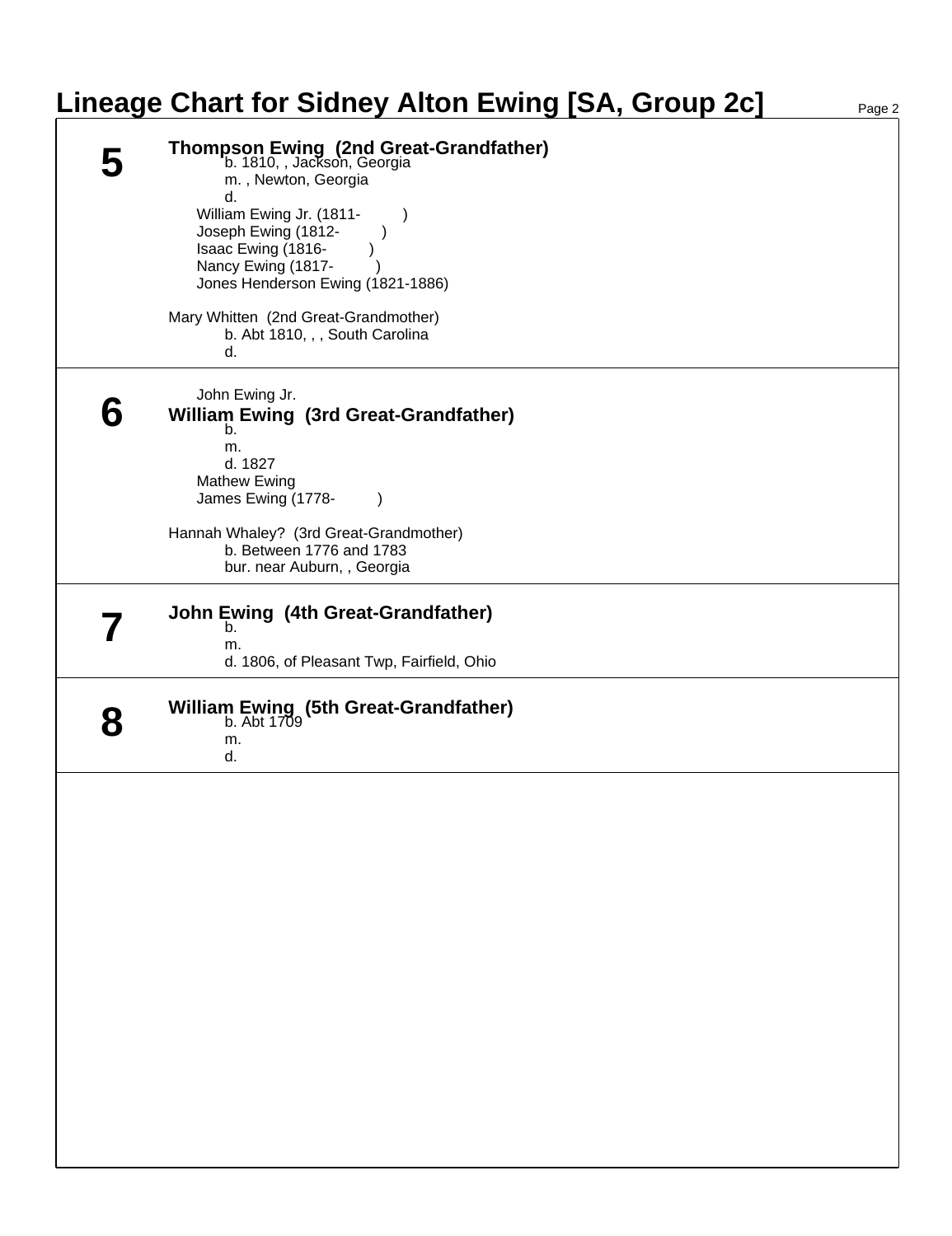# Lineage Chart for Sidney Alton Ewing [SA, Group 2c]

## 5

**Thompson Ewing (2nd Great-Grandfather)**

b. 1810, , Jackson, Georgia
m. , Newton, Georgia
d.

William Ewing Jr. (1811- )
Joseph Ewing (1812- )
Isaac Ewing (1816- )
Nancy Ewing (1817- )
Jones Henderson Ewing (1821-1886)

Mary Whitten (2nd Great-Grandmother)
b. Abt 1810, , , South Carolina
d.

## 6

John Ewing Jr.

**William Ewing (3rd Great-Grandfather)**

b.
m.
d. 1827

Mathew Ewing
James Ewing (1778- )

Hannah Whaley? (3rd Great-Grandmother)
b. Between 1776 and 1783
bur. near Auburn, , Georgia

## 7

**John Ewing (4th Great-Grandfather)**

b.
m.
d. 1806, of Pleasant Twp, Fairfield, Ohio

## 8

**William Ewing (5th Great-Grandfather)**

b. Abt 1709
m.
d.